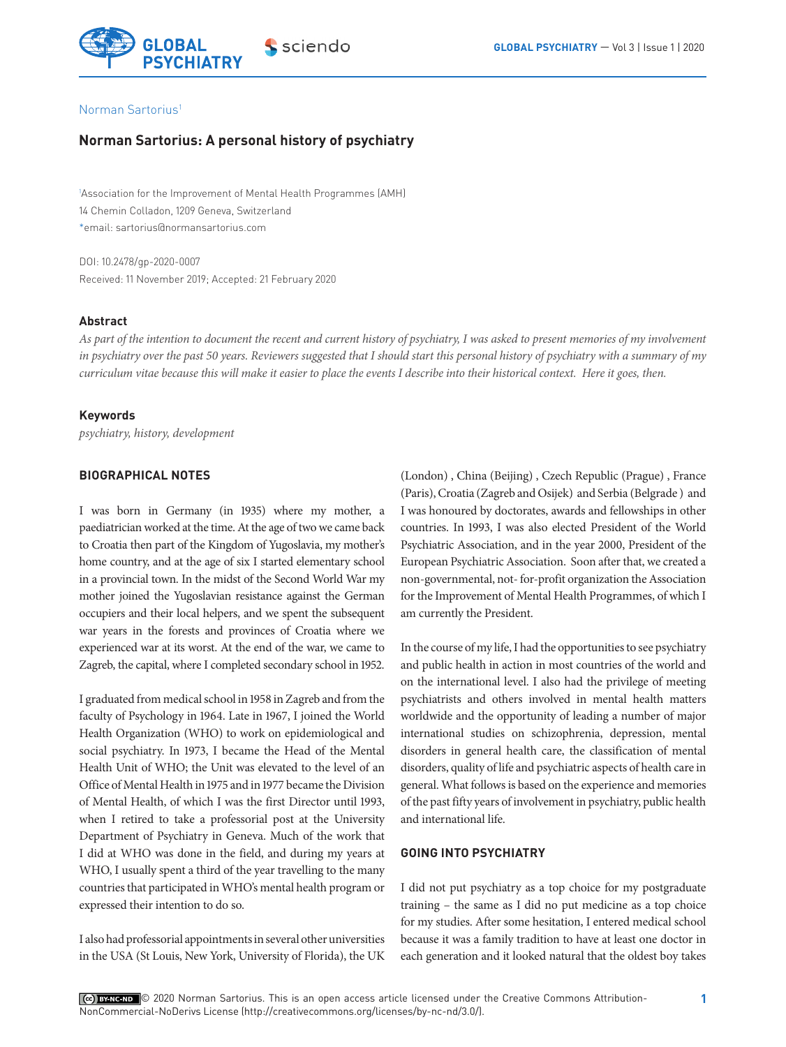Norman Sartorius[1]

# Norman Sartorius: A personal history of psychiatry

[1]Association for the Improvement of Mental Health Programmes (AMH)
14 Chemin Colladon, 1209 Geneva, Switzerland
*email: sartorius@normansartorius.com

DOI: 10.2478/gp-2020-0007
Received: 11 November 2019; Accepted: 21 February 2020

## Abstract

*As part of the intention to document the recent and current history of psychiatry, I was asked to present memories of my involvement in psychiatry over the past 50 years. Reviewers suggested that I should start this personal history of psychiatry with a summary of my curriculum vitae because this will make it easier to place the events I describe into their historical context. Here it goes, then.*

## Keywords

*psychiatry, history, development*

## BIOGRAPHICAL NOTES

I was born in Germany (in 1935) where my mother, a paediatrician worked at the time. At the age of two we came back to Croatia then part of the Kingdom of Yugoslavia, my mother's home country, and at the age of six I started elementary school in a provincial town. In the midst of the Second World War my mother joined the Yugoslavian resistance against the German occupiers and their local helpers, and we spent the subsequent war years in the forests and provinces of Croatia where we experienced war at its worst. At the end of the war, we came to Zagreb, the capital, where I completed secondary school in 1952.

I graduated from medical school in 1958 in Zagreb and from the faculty of Psychology in 1964. Late in 1967, I joined the World Health Organization (WHO) to work on epidemiological and social psychiatry. In 1973, I became the Head of the Mental Health Unit of WHO; the Unit was elevated to the level of an Office of Mental Health in 1975 and in 1977 became the Division of Mental Health, of which I was the first Director until 1993, when I retired to take a professorial post at the University Department of Psychiatry in Geneva. Much of the work that I did at WHO was done in the field, and during my years at WHO, I usually spent a third of the year travelling to the many countries that participated in WHO's mental health program or expressed their intention to do so.

I also had professorial appointments in several other universities in the USA (St Louis, New York, University of Florida), the UK (London) , China (Beijing) , Czech Republic (Prague) , France (Paris), Croatia (Zagreb and Osijek) and Serbia (Belgrade ) and I was honoured by doctorates, awards and fellowships in other countries. In 1993, I was also elected President of the World Psychiatric Association, and in the year 2000, President of the European Psychiatric Association. Soon after that, we created a non-governmental, not- for-profit organization the Association for the Improvement of Mental Health Programmes, of which I am currently the President.

In the course of my life, I had the opportunities to see psychiatry and public health in action in most countries of the world and on the international level. I also had the privilege of meeting psychiatrists and others involved in mental health matters worldwide and the opportunity of leading a number of major international studies on schizophrenia, depression, mental disorders in general health care, the classification of mental disorders, quality of life and psychiatric aspects of health care in general. What follows is based on the experience and memories of the past fifty years of involvement in psychiatry, public health and international life.

## GOING INTO PSYCHIATRY

I did not put psychiatry as a top choice for my postgraduate training – the same as I did no put medicine as a top choice for my studies. After some hesitation, I entered medical school because it was a family tradition to have at least one doctor in each generation and it looked natural that the oldest boy takes

© 2020 Norman Sartorius. This is an open access article licensed under the Creative Commons Attribution-NonCommercial-NoDerivs License (http://creativecommons.org/licenses/by-nc-nd/3.0/).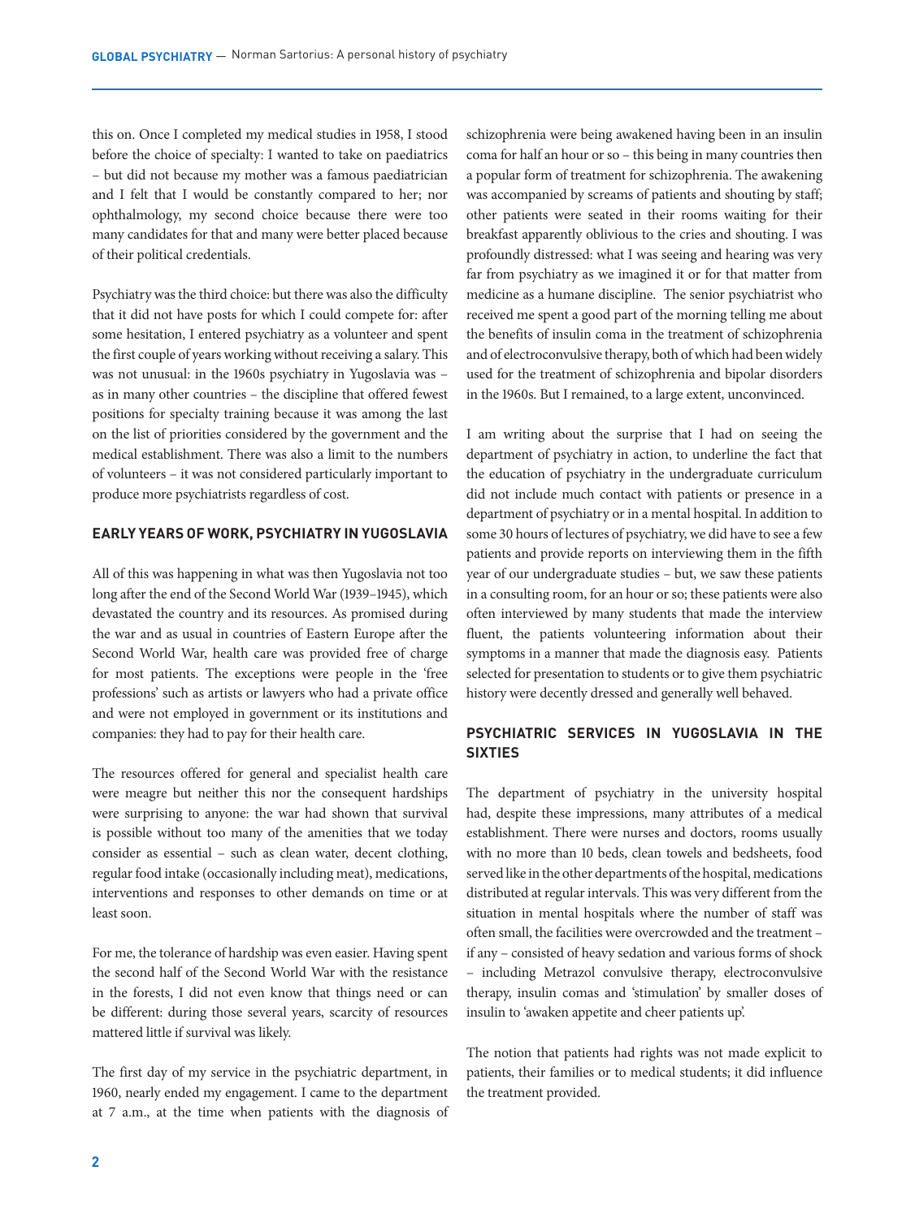this on. Once I completed my medical studies in 1958, I stood before the choice of specialty: I wanted to take on paediatrics – but did not because my mother was a famous paediatrician and I felt that I would be constantly compared to her; nor ophthalmology, my second choice because there were too many candidates for that and many were better placed because of their political credentials.

Psychiatry was the third choice: but there was also the difficulty that it did not have posts for which I could compete for: after some hesitation, I entered psychiatry as a volunteer and spent the first couple of years working without receiving a salary. This was not unusual: in the 1960s psychiatry in Yugoslavia was – as in many other countries – the discipline that offered fewest positions for specialty training because it was among the last on the list of priorities considered by the government and the medical establishment. There was also a limit to the numbers of volunteers – it was not considered particularly important to produce more psychiatrists regardless of cost.

## EARLY YEARS OF WORK, PSYCHIATRY IN YUGOSLAVIA

All of this was happening in what was then Yugoslavia not too long after the end of the Second World War (1939–1945), which devastated the country and its resources. As promised during the war and as usual in countries of Eastern Europe after the Second World War, health care was provided free of charge for most patients. The exceptions were people in the 'free professions' such as artists or lawyers who had a private office and were not employed in government or its institutions and companies: they had to pay for their health care.

The resources offered for general and specialist health care were meagre but neither this nor the consequent hardships were surprising to anyone: the war had shown that survival is possible without too many of the amenities that we today consider as essential – such as clean water, decent clothing, regular food intake (occasionally including meat), medications, interventions and responses to other demands on time or at least soon.

For me, the tolerance of hardship was even easier. Having spent the second half of the Second World War with the resistance in the forests, I did not even know that things need or can be different: during those several years, scarcity of resources mattered little if survival was likely.

The first day of my service in the psychiatric department, in 1960, nearly ended my engagement. I came to the department at 7 a.m., at the time when patients with the diagnosis of schizophrenia were being awakened having been in an insulin coma for half an hour or so – this being in many countries then a popular form of treatment for schizophrenia. The awakening was accompanied by screams of patients and shouting by staff; other patients were seated in their rooms waiting for their breakfast apparently oblivious to the cries and shouting. I was profoundly distressed: what I was seeing and hearing was very far from psychiatry as we imagined it or for that matter from medicine as a humane discipline. The senior psychiatrist who received me spent a good part of the morning telling me about the benefits of insulin coma in the treatment of schizophrenia and of electroconvulsive therapy, both of which had been widely used for the treatment of schizophrenia and bipolar disorders in the 1960s. But I remained, to a large extent, unconvinced.

I am writing about the surprise that I had on seeing the department of psychiatry in action, to underline the fact that the education of psychiatry in the undergraduate curriculum did not include much contact with patients or presence in a department of psychiatry or in a mental hospital. In addition to some 30 hours of lectures of psychiatry, we did have to see a few patients and provide reports on interviewing them in the fifth year of our undergraduate studies – but, we saw these patients in a consulting room, for an hour or so; these patients were also often interviewed by many students that made the interview fluent, the patients volunteering information about their symptoms in a manner that made the diagnosis easy. Patients selected for presentation to students or to give them psychiatric history were decently dressed and generally well behaved.

## PSYCHIATRIC SERVICES IN YUGOSLAVIA IN THE SIXTIES

The department of psychiatry in the university hospital had, despite these impressions, many attributes of a medical establishment. There were nurses and doctors, rooms usually with no more than 10 beds, clean towels and bedsheets, food served like in the other departments of the hospital, medications distributed at regular intervals. This was very different from the situation in mental hospitals where the number of staff was often small, the facilities were overcrowded and the treatment – if any – consisted of heavy sedation and various forms of shock – including Metrazol convulsive therapy, electroconvulsive therapy, insulin comas and 'stimulation' by smaller doses of insulin to 'awaken appetite and cheer patients up'.

The notion that patients had rights was not made explicit to patients, their families or to medical students; it did influence the treatment provided.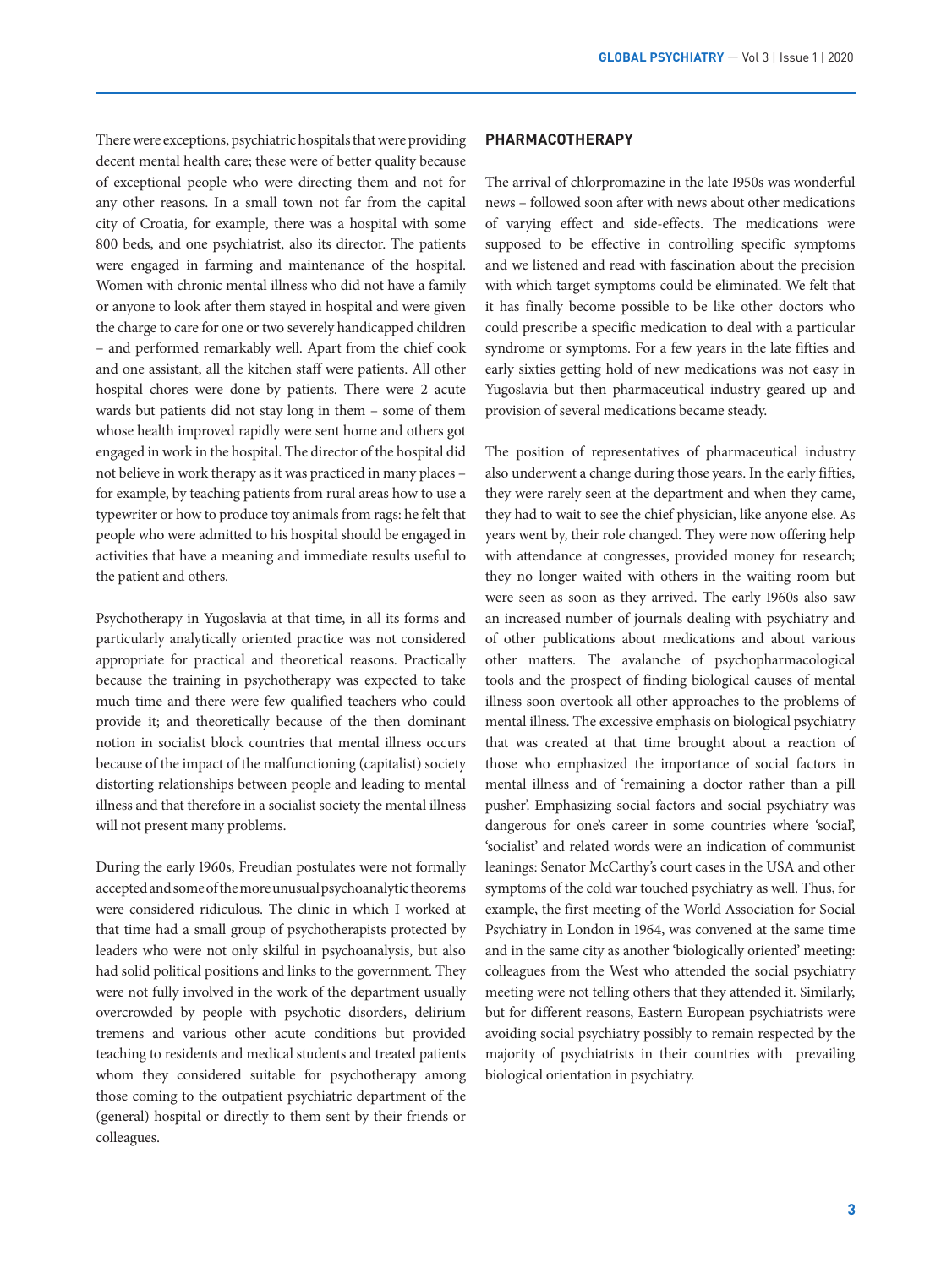There were exceptions, psychiatric hospitals that were providing decent mental health care; these were of better quality because of exceptional people who were directing them and not for any other reasons. In a small town not far from the capital city of Croatia, for example, there was a hospital with some 800 beds, and one psychiatrist, also its director. The patients were engaged in farming and maintenance of the hospital. Women with chronic mental illness who did not have a family or anyone to look after them stayed in hospital and were given the charge to care for one or two severely handicapped children – and performed remarkably well. Apart from the chief cook and one assistant, all the kitchen staff were patients. All other hospital chores were done by patients. There were 2 acute wards but patients did not stay long in them – some of them whose health improved rapidly were sent home and others got engaged in work in the hospital. The director of the hospital did not believe in work therapy as it was practiced in many places – for example, by teaching patients from rural areas how to use a typewriter or how to produce toy animals from rags: he felt that people who were admitted to his hospital should be engaged in activities that have a meaning and immediate results useful to the patient and others.

Psychotherapy in Yugoslavia at that time, in all its forms and particularly analytically oriented practice was not considered appropriate for practical and theoretical reasons. Practically because the training in psychotherapy was expected to take much time and there were few qualified teachers who could provide it; and theoretically because of the then dominant notion in socialist block countries that mental illness occurs because of the impact of the malfunctioning (capitalist) society distorting relationships between people and leading to mental illness and that therefore in a socialist society the mental illness will not present many problems.

During the early 1960s, Freudian postulates were not formally accepted and some of the more unusual psychoanalytic theorems were considered ridiculous. The clinic in which I worked at that time had a small group of psychotherapists protected by leaders who were not only skilful in psychoanalysis, but also had solid political positions and links to the government. They were not fully involved in the work of the department usually overcrowded by people with psychotic disorders, delirium tremens and various other acute conditions but provided teaching to residents and medical students and treated patients whom they considered suitable for psychotherapy among those coming to the outpatient psychiatric department of the (general) hospital or directly to them sent by their friends or colleagues.

## PHARMACOTHERAPY

The arrival of chlorpromazine in the late 1950s was wonderful news – followed soon after with news about other medications of varying effect and side-effects. The medications were supposed to be effective in controlling specific symptoms and we listened and read with fascination about the precision with which target symptoms could be eliminated. We felt that it has finally become possible to be like other doctors who could prescribe a specific medication to deal with a particular syndrome or symptoms. For a few years in the late fifties and early sixties getting hold of new medications was not easy in Yugoslavia but then pharmaceutical industry geared up and provision of several medications became steady.

The position of representatives of pharmaceutical industry also underwent a change during those years. In the early fifties, they were rarely seen at the department and when they came, they had to wait to see the chief physician, like anyone else. As years went by, their role changed. They were now offering help with attendance at congresses, provided money for research; they no longer waited with others in the waiting room but were seen as soon as they arrived. The early 1960s also saw an increased number of journals dealing with psychiatry and of other publications about medications and about various other matters. The avalanche of psychopharmacological tools and the prospect of finding biological causes of mental illness soon overtook all other approaches to the problems of mental illness. The excessive emphasis on biological psychiatry that was created at that time brought about a reaction of those who emphasized the importance of social factors in mental illness and of 'remaining a doctor rather than a pill pusher'. Emphasizing social factors and social psychiatry was dangerous for one's career in some countries where 'social', 'socialist' and related words were an indication of communist leanings: Senator McCarthy's court cases in the USA and other symptoms of the cold war touched psychiatry as well. Thus, for example, the first meeting of the World Association for Social Psychiatry in London in 1964, was convened at the same time and in the same city as another 'biologically oriented' meeting: colleagues from the West who attended the social psychiatry meeting were not telling others that they attended it. Similarly, but for different reasons, Eastern European psychiatrists were avoiding social psychiatry possibly to remain respected by the majority of psychiatrists in their countries with prevailing biological orientation in psychiatry.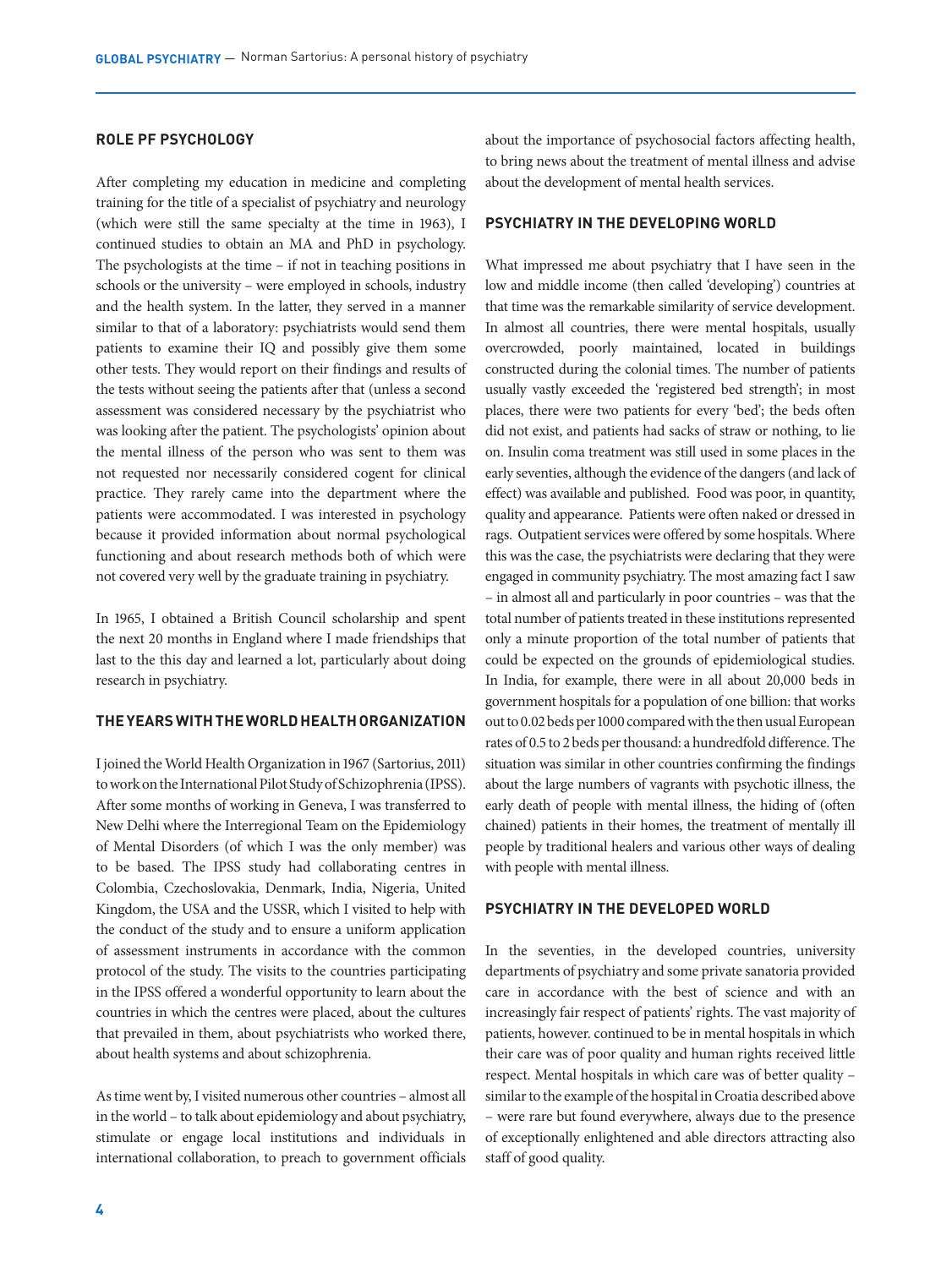## ROLE PF PSYCHOLOGY

After completing my education in medicine and completing training for the title of a specialist of psychiatry and neurology (which were still the same specialty at the time in 1963), I continued studies to obtain an MA and PhD in psychology. The psychologists at the time – if not in teaching positions in schools or the university – were employed in schools, industry and the health system. In the latter, they served in a manner similar to that of a laboratory: psychiatrists would send them patients to examine their IQ and possibly give them some other tests. They would report on their findings and results of the tests without seeing the patients after that (unless a second assessment was considered necessary by the psychiatrist who was looking after the patient. The psychologists' opinion about the mental illness of the person who was sent to them was not requested nor necessarily considered cogent for clinical practice. They rarely came into the department where the patients were accommodated. I was interested in psychology because it provided information about normal psychological functioning and about research methods both of which were not covered very well by the graduate training in psychiatry.

In 1965, I obtained a British Council scholarship and spent the next 20 months in England where I made friendships that last to the this day and learned a lot, particularly about doing research in psychiatry.

## THE YEARS WITH THE WORLD HEALTH ORGANIZATION

I joined the World Health Organization in 1967 (Sartorius, 2011) to work on the International Pilot Study of Schizophrenia (IPSS). After some months of working in Geneva, I was transferred to New Delhi where the Interregional Team on the Epidemiology of Mental Disorders (of which I was the only member) was to be based. The IPSS study had collaborating centres in Colombia, Czechoslovakia, Denmark, India, Nigeria, United Kingdom, the USA and the USSR, which I visited to help with the conduct of the study and to ensure a uniform application of assessment instruments in accordance with the common protocol of the study. The visits to the countries participating in the IPSS offered a wonderful opportunity to learn about the countries in which the centres were placed, about the cultures that prevailed in them, about psychiatrists who worked there, about health systems and about schizophrenia.

As time went by, I visited numerous other countries – almost all in the world – to talk about epidemiology and about psychiatry, stimulate or engage local institutions and individuals in international collaboration, to preach to government officials about the importance of psychosocial factors affecting health, to bring news about the treatment of mental illness and advise about the development of mental health services.

## PSYCHIATRY IN THE DEVELOPING WORLD

What impressed me about psychiatry that I have seen in the low and middle income (then called 'developing') countries at that time was the remarkable similarity of service development. In almost all countries, there were mental hospitals, usually overcrowded, poorly maintained, located in buildings constructed during the colonial times. The number of patients usually vastly exceeded the 'registered bed strength'; in most places, there were two patients for every 'bed'; the beds often did not exist, and patients had sacks of straw or nothing, to lie on. Insulin coma treatment was still used in some places in the early seventies, although the evidence of the dangers (and lack of effect) was available and published. Food was poor, in quantity, quality and appearance. Patients were often naked or dressed in rags. Outpatient services were offered by some hospitals. Where this was the case, the psychiatrists were declaring that they were engaged in community psychiatry. The most amazing fact I saw – in almost all and particularly in poor countries – was that the total number of patients treated in these institutions represented only a minute proportion of the total number of patients that could be expected on the grounds of epidemiological studies. In India, for example, there were in all about 20,000 beds in government hospitals for a population of one billion: that works out to 0.02 beds per 1000 compared with the then usual European rates of 0.5 to 2 beds per thousand: a hundredfold difference. The situation was similar in other countries confirming the findings about the large numbers of vagrants with psychotic illness, the early death of people with mental illness, the hiding of (often chained) patients in their homes, the treatment of mentally ill people by traditional healers and various other ways of dealing with people with mental illness.

## PSYCHIATRY IN THE DEVELOPED WORLD

In the seventies, in the developed countries, university departments of psychiatry and some private sanatoria provided care in accordance with the best of science and with an increasingly fair respect of patients' rights. The vast majority of patients, however. continued to be in mental hospitals in which their care was of poor quality and human rights received little respect. Mental hospitals in which care was of better quality – similar to the example of the hospital in Croatia described above – were rare but found everywhere, always due to the presence of exceptionally enlightened and able directors attracting also staff of good quality.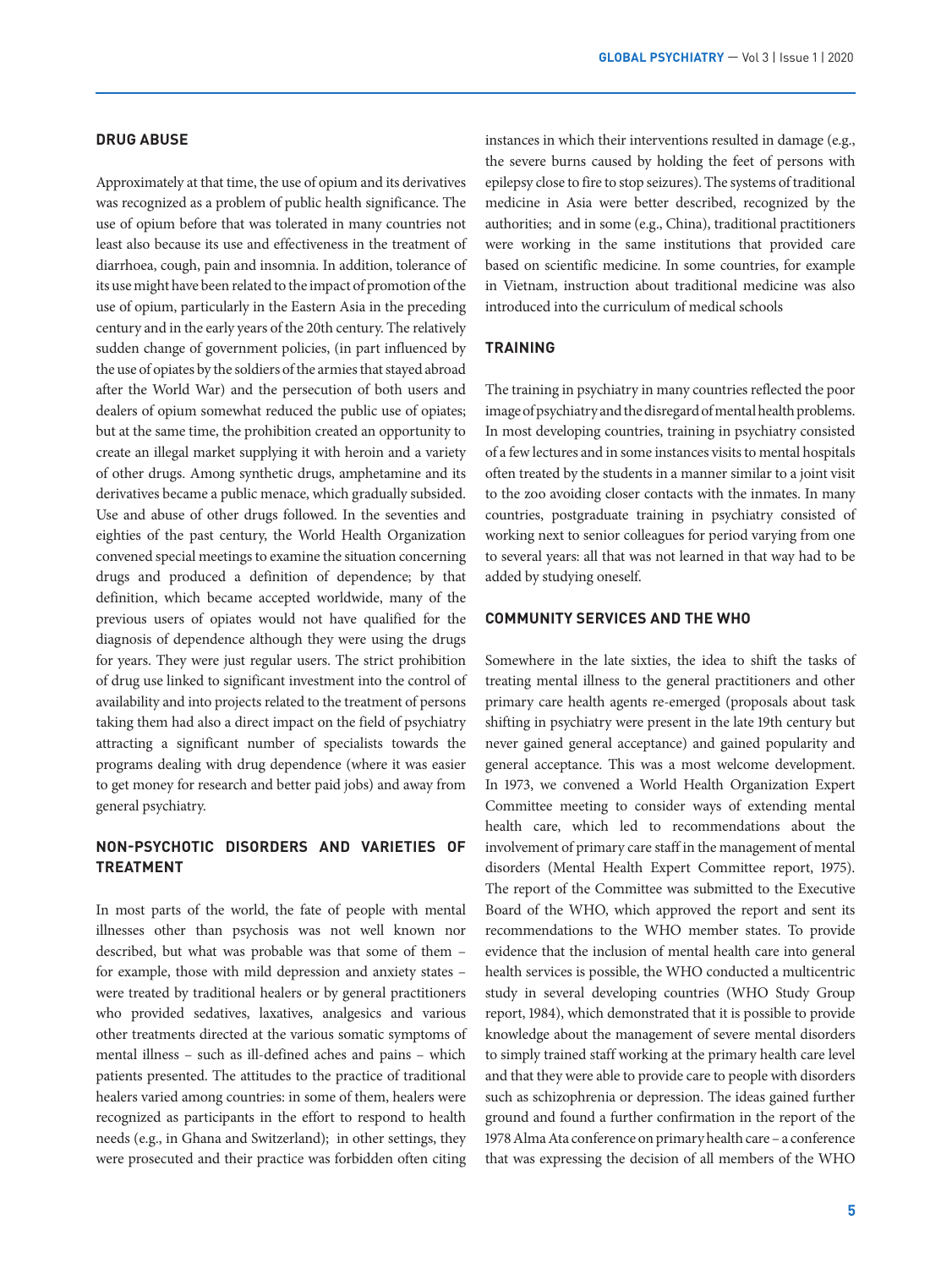## DRUG ABUSE

Approximately at that time, the use of opium and its derivatives was recognized as a problem of public health significance. The use of opium before that was tolerated in many countries not least also because its use and effectiveness in the treatment of diarrhoea, cough, pain and insomnia. In addition, tolerance of its use might have been related to the impact of promotion of the use of opium, particularly in the Eastern Asia in the preceding century and in the early years of the 20th century. The relatively sudden change of government policies, (in part influenced by the use of opiates by the soldiers of the armies that stayed abroad after the World War) and the persecution of both users and dealers of opium somewhat reduced the public use of opiates; but at the same time, the prohibition created an opportunity to create an illegal market supplying it with heroin and a variety of other drugs. Among synthetic drugs, amphetamine and its derivatives became a public menace, which gradually subsided. Use and abuse of other drugs followed. In the seventies and eighties of the past century, the World Health Organization convened special meetings to examine the situation concerning drugs and produced a definition of dependence; by that definition, which became accepted worldwide, many of the previous users of opiates would not have qualified for the diagnosis of dependence although they were using the drugs for years. They were just regular users. The strict prohibition of drug use linked to significant investment into the control of availability and into projects related to the treatment of persons taking them had also a direct impact on the field of psychiatry attracting a significant number of specialists towards the programs dealing with drug dependence (where it was easier to get money for research and better paid jobs) and away from general psychiatry.

## NON-PSYCHOTIC DISORDERS AND VARIETIES OF TREATMENT

In most parts of the world, the fate of people with mental illnesses other than psychosis was not well known nor described, but what was probable was that some of them – for example, those with mild depression and anxiety states – were treated by traditional healers or by general practitioners who provided sedatives, laxatives, analgesics and various other treatments directed at the various somatic symptoms of mental illness – such as ill-defined aches and pains – which patients presented. The attitudes to the practice of traditional healers varied among countries: in some of them, healers were recognized as participants in the effort to respond to health needs (e.g., in Ghana and Switzerland); in other settings, they were prosecuted and their practice was forbidden often citing instances in which their interventions resulted in damage (e.g., the severe burns caused by holding the feet of persons with epilepsy close to fire to stop seizures). The systems of traditional medicine in Asia were better described, recognized by the authorities; and in some (e.g., China), traditional practitioners were working in the same institutions that provided care based on scientific medicine. In some countries, for example in Vietnam, instruction about traditional medicine was also introduced into the curriculum of medical schools

## TRAINING

The training in psychiatry in many countries reflected the poor image of psychiatry and the disregard of mental health problems. In most developing countries, training in psychiatry consisted of a few lectures and in some instances visits to mental hospitals often treated by the students in a manner similar to a joint visit to the zoo avoiding closer contacts with the inmates. In many countries, postgraduate training in psychiatry consisted of working next to senior colleagues for period varying from one to several years: all that was not learned in that way had to be added by studying oneself.

## COMMUNITY SERVICES AND THE WHO

Somewhere in the late sixties, the idea to shift the tasks of treating mental illness to the general practitioners and other primary care health agents re-emerged (proposals about task shifting in psychiatry were present in the late 19th century but never gained general acceptance) and gained popularity and general acceptance. This was a most welcome development. In 1973, we convened a World Health Organization Expert Committee meeting to consider ways of extending mental health care, which led to recommendations about the involvement of primary care staff in the management of mental disorders (Mental Health Expert Committee report, 1975). The report of the Committee was submitted to the Executive Board of the WHO, which approved the report and sent its recommendations to the WHO member states. To provide evidence that the inclusion of mental health care into general health services is possible, the WHO conducted a multicentric study in several developing countries (WHO Study Group report, 1984), which demonstrated that it is possible to provide knowledge about the management of severe mental disorders to simply trained staff working at the primary health care level and that they were able to provide care to people with disorders such as schizophrenia or depression. The ideas gained further ground and found a further confirmation in the report of the 1978 Alma Ata conference on primary health care – a conference that was expressing the decision of all members of the WHO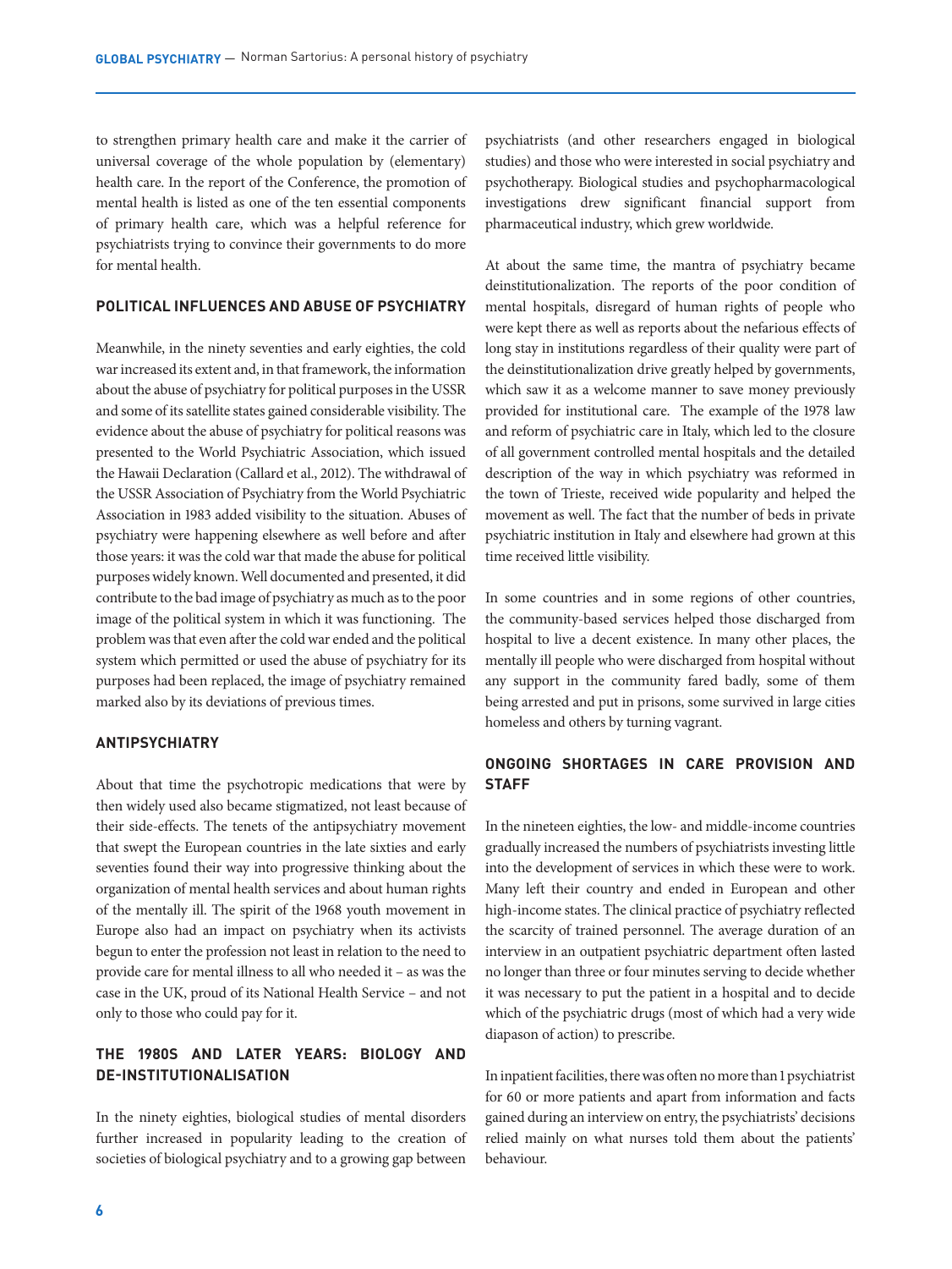to strengthen primary health care and make it the carrier of universal coverage of the whole population by (elementary) health care. In the report of the Conference, the promotion of mental health is listed as one of the ten essential components of primary health care, which was a helpful reference for psychiatrists trying to convince their governments to do more for mental health.

## POLITICAL INFLUENCES AND ABUSE OF PSYCHIATRY

Meanwhile, in the ninety seventies and early eighties, the cold war increased its extent and, in that framework, the information about the abuse of psychiatry for political purposes in the USSR and some of its satellite states gained considerable visibility. The evidence about the abuse of psychiatry for political reasons was presented to the World Psychiatric Association, which issued the Hawaii Declaration (Callard et al., 2012). The withdrawal of the USSR Association of Psychiatry from the World Psychiatric Association in 1983 added visibility to the situation. Abuses of psychiatry were happening elsewhere as well before and after those years: it was the cold war that made the abuse for political purposes widely known. Well documented and presented, it did contribute to the bad image of psychiatry as much as to the poor image of the political system in which it was functioning. The problem was that even after the cold war ended and the political system which permitted or used the abuse of psychiatry for its purposes had been replaced, the image of psychiatry remained marked also by its deviations of previous times.

## ANTIPSYCHIATRY

About that time the psychotropic medications that were by then widely used also became stigmatized, not least because of their side-effects. The tenets of the antipsychiatry movement that swept the European countries in the late sixties and early seventies found their way into progressive thinking about the organization of mental health services and about human rights of the mentally ill. The spirit of the 1968 youth movement in Europe also had an impact on psychiatry when its activists begun to enter the profession not least in relation to the need to provide care for mental illness to all who needed it – as was the case in the UK, proud of its National Health Service – and not only to those who could pay for it.

## THE 1980S AND LATER YEARS: BIOLOGY AND DE-INSTITUTIONALISATION

In the ninety eighties, biological studies of mental disorders further increased in popularity leading to the creation of societies of biological psychiatry and to a growing gap between psychiatrists (and other researchers engaged in biological studies) and those who were interested in social psychiatry and psychotherapy. Biological studies and psychopharmacological investigations drew significant financial support from pharmaceutical industry, which grew worldwide.

At about the same time, the mantra of psychiatry became deinstitutionalization. The reports of the poor condition of mental hospitals, disregard of human rights of people who were kept there as well as reports about the nefarious effects of long stay in institutions regardless of their quality were part of the deinstitutionalization drive greatly helped by governments, which saw it as a welcome manner to save money previously provided for institutional care. The example of the 1978 law and reform of psychiatric care in Italy, which led to the closure of all government controlled mental hospitals and the detailed description of the way in which psychiatry was reformed in the town of Trieste, received wide popularity and helped the movement as well. The fact that the number of beds in private psychiatric institution in Italy and elsewhere had grown at this time received little visibility.

In some countries and in some regions of other countries, the community-based services helped those discharged from hospital to live a decent existence. In many other places, the mentally ill people who were discharged from hospital without any support in the community fared badly, some of them being arrested and put in prisons, some survived in large cities homeless and others by turning vagrant.

## ONGOING SHORTAGES IN CARE PROVISION AND STAFF

In the nineteen eighties, the low- and middle-income countries gradually increased the numbers of psychiatrists investing little into the development of services in which these were to work. Many left their country and ended in European and other high-income states. The clinical practice of psychiatry reflected the scarcity of trained personnel. The average duration of an interview in an outpatient psychiatric department often lasted no longer than three or four minutes serving to decide whether it was necessary to put the patient in a hospital and to decide which of the psychiatric drugs (most of which had a very wide diapason of action) to prescribe.

In inpatient facilities, there was often no more than 1 psychiatrist for 60 or more patients and apart from information and facts gained during an interview on entry, the psychiatrists' decisions relied mainly on what nurses told them about the patients' behaviour.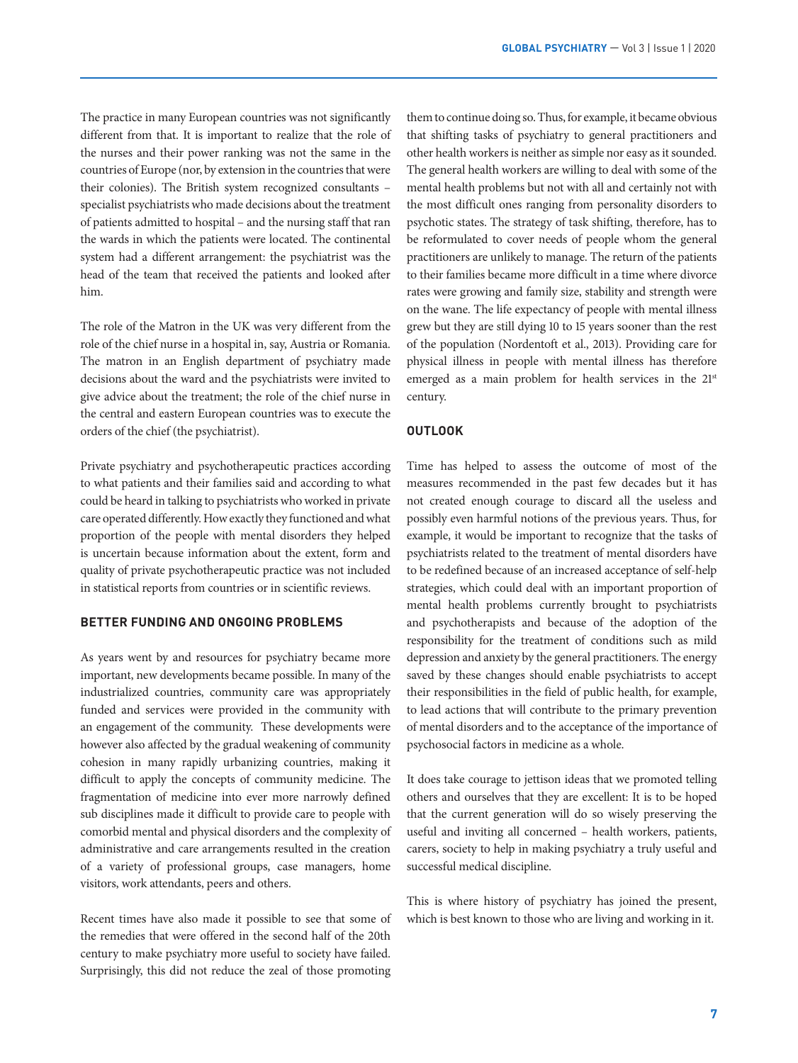The practice in many European countries was not significantly different from that. It is important to realize that the role of the nurses and their power ranking was not the same in the countries of Europe (nor, by extension in the countries that were their colonies). The British system recognized consultants – specialist psychiatrists who made decisions about the treatment of patients admitted to hospital – and the nursing staff that ran the wards in which the patients were located. The continental system had a different arrangement: the psychiatrist was the head of the team that received the patients and looked after him.

The role of the Matron in the UK was very different from the role of the chief nurse in a hospital in, say, Austria or Romania. The matron in an English department of psychiatry made decisions about the ward and the psychiatrists were invited to give advice about the treatment; the role of the chief nurse in the central and eastern European countries was to execute the orders of the chief (the psychiatrist).

Private psychiatry and psychotherapeutic practices according to what patients and their families said and according to what could be heard in talking to psychiatrists who worked in private care operated differently. How exactly they functioned and what proportion of the people with mental disorders they helped is uncertain because information about the extent, form and quality of private psychotherapeutic practice was not included in statistical reports from countries or in scientific reviews.

## BETTER FUNDING AND ONGOING PROBLEMS

As years went by and resources for psychiatry became more important, new developments became possible. In many of the industrialized countries, community care was appropriately funded and services were provided in the community with an engagement of the community. These developments were however also affected by the gradual weakening of community cohesion in many rapidly urbanizing countries, making it difficult to apply the concepts of community medicine. The fragmentation of medicine into ever more narrowly defined sub disciplines made it difficult to provide care to people with comorbid mental and physical disorders and the complexity of administrative and care arrangements resulted in the creation of a variety of professional groups, case managers, home visitors, work attendants, peers and others.

Recent times have also made it possible to see that some of the remedies that were offered in the second half of the 20th century to make psychiatry more useful to society have failed. Surprisingly, this did not reduce the zeal of those promoting them to continue doing so. Thus, for example, it became obvious that shifting tasks of psychiatry to general practitioners and other health workers is neither as simple nor easy as it sounded. The general health workers are willing to deal with some of the mental health problems but not with all and certainly not with the most difficult ones ranging from personality disorders to psychotic states. The strategy of task shifting, therefore, has to be reformulated to cover needs of people whom the general practitioners are unlikely to manage. The return of the patients to their families became more difficult in a time where divorce rates were growing and family size, stability and strength were on the wane. The life expectancy of people with mental illness grew but they are still dying 10 to 15 years sooner than the rest of the population (Nordentoft et al., 2013). Providing care for physical illness in people with mental illness has therefore emerged as a main problem for health services in the 21st century.

## OUTLOOK

Time has helped to assess the outcome of most of the measures recommended in the past few decades but it has not created enough courage to discard all the useless and possibly even harmful notions of the previous years. Thus, for example, it would be important to recognize that the tasks of psychiatrists related to the treatment of mental disorders have to be redefined because of an increased acceptance of self-help strategies, which could deal with an important proportion of mental health problems currently brought to psychiatrists and psychotherapists and because of the adoption of the responsibility for the treatment of conditions such as mild depression and anxiety by the general practitioners. The energy saved by these changes should enable psychiatrists to accept their responsibilities in the field of public health, for example, to lead actions that will contribute to the primary prevention of mental disorders and to the acceptance of the importance of psychosocial factors in medicine as a whole.

It does take courage to jettison ideas that we promoted telling others and ourselves that they are excellent: It is to be hoped that the current generation will do so wisely preserving the useful and inviting all concerned – health workers, patients, carers, society to help in making psychiatry a truly useful and successful medical discipline.

This is where history of psychiatry has joined the present, which is best known to those who are living and working in it.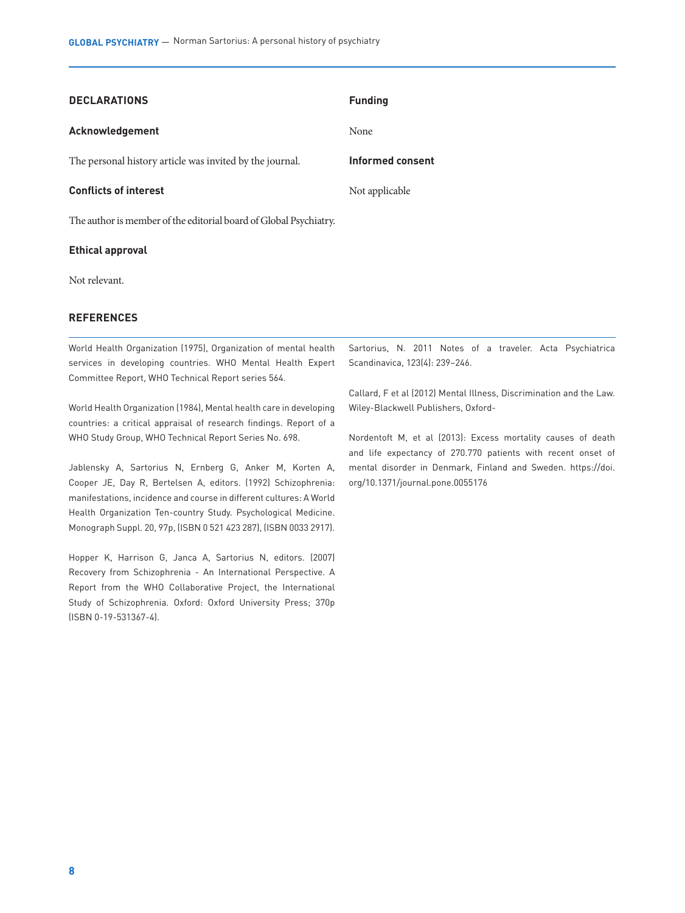## DECLARATIONS

### Acknowledgement

The personal history article was invited by the journal.

### Conflicts of interest

The author is member of the editorial board of Global Psychiatry.

### Ethical approval

Not relevant.

### Funding

None

### Informed consent

Not applicable

## REFERENCES

World Health Organization (1975), Organization of mental health services in developing countries. WHO Mental Health Expert Committee Report, WHO Technical Report series 564.

World Health Organization (1984), Mental health care in developing countries: a critical appraisal of research findings. Report of a WHO Study Group, WHO Technical Report Series No. 698.

Jablensky A, Sartorius N, Ernberg G, Anker M, Korten A, Cooper JE, Day R, Bertelsen A, editors. (1992) Schizophrenia: manifestations, incidence and course in different cultures: A World Health Organization Ten-country Study. Psychological Medicine. Monograph Suppl. 20, 97p, (ISBN 0 521 423 287), (ISBN 0033 2917).

Hopper K, Harrison G, Janca A, Sartorius N, editors. (2007) Recovery from Schizophrenia - An International Perspective. A Report from the WHO Collaborative Project, the International Study of Schizophrenia. Oxford: Oxford University Press; 370p (ISBN 0-19-531367-4).

Sartorius, N. 2011 Notes of a traveler. Acta Psychiatrica Scandinavica, 123(4): 239–246.

Callard, F et al (2012) Mental Illness, Discrimination and the Law. Wiley-Blackwell Publishers, Oxford-

Nordentoft M, et al (2013): Excess mortality causes of death and life expectancy of 270.770 patients with recent onset of mental disorder in Denmark, Finland and Sweden. https://doi.org/10.1371/journal.pone.0055176